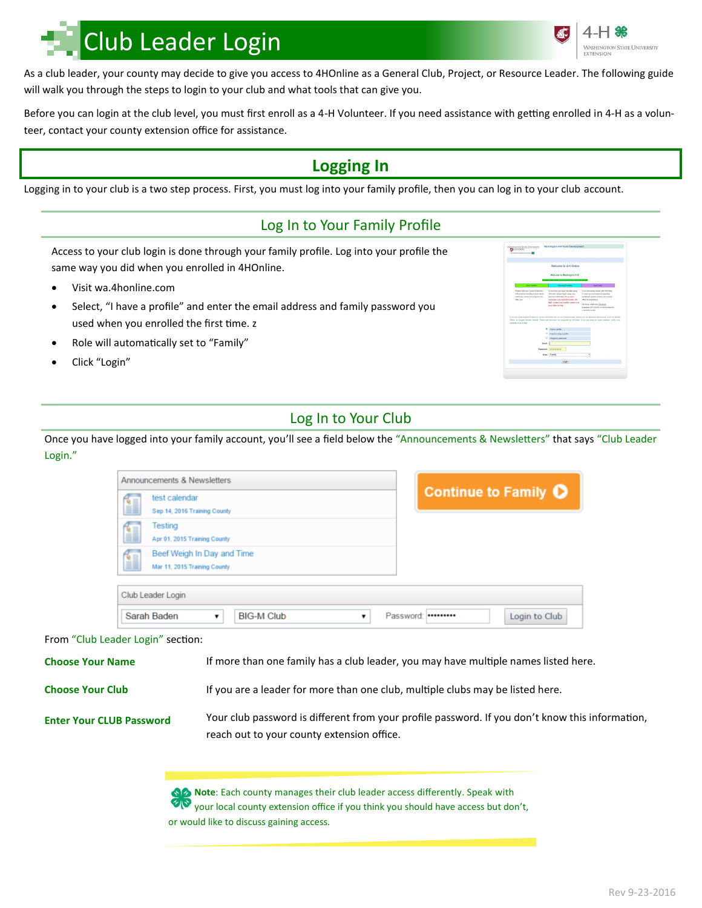# Club Leader Login

As a club leader, your county may decide to give you access to 4HOnline as a General Club, Project, or Resource Leader. The following guide will walk you through the steps to login to your club and what tools that can give you.

Before you can login at the club level, you must first enroll as a 4-H Volunteer. If you need assistance with getting enrolled in 4-H as a volunteer, contact your county extension office for assistance.

## Logging In

Logging in to your club is a two step process. First, you must log into your family profile, then you can log in to your club account.

### Log In to Your Family Profile

Access to your club login is done through your family profile. Log into your profile the same way you did when you enrolled in 4HOnline.

- Visit wa.4honline.com
- Select, "I have a profile" and enter the email address and family password you used when you enrolled the first time. z
- Role will automatically set to "Family"
- Click "Login"

### Log In to Your Club

Once you have logged into your family account, you'll see a field below the "Announcements & Newsletters" that says "Club Leader Login."

From "Club Leader Login" section:

| | |
|---|---|
| **Choose Your Name** | If more than one family has a club leader, you may have multiple names listed here. |
| **Choose Your Club** | If you are a leader for more than one club, multiple clubs may be listed here. |
| **Enter Your CLUB Password** | Your club password is different from your profile password. If you don't know this information, reach out to your county extension office. |

**Note**: Each county manages their club leader access differently. Speak with your local county extension office if you think you should have access but don't, or would like to discuss gaining access.

Rev 9-23-2016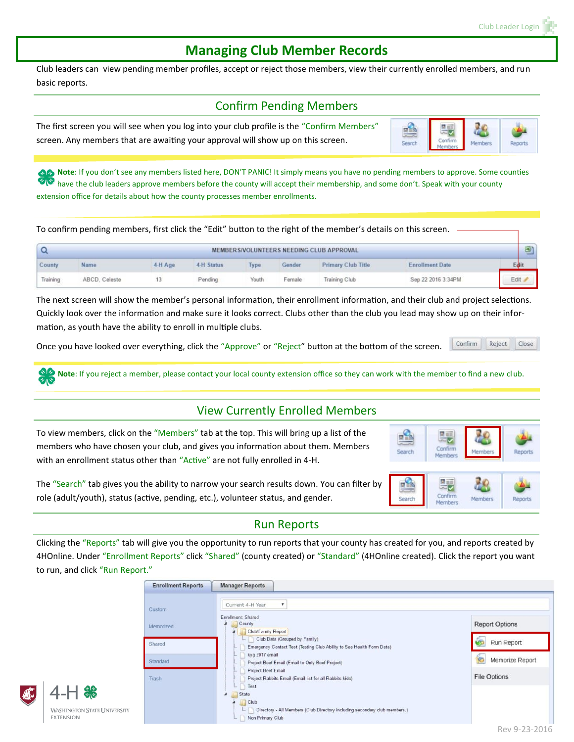# Managing Club Member Records

Club leaders can view pending member profiles, accept or reject those members, view their currently enrolled members, and run basic reports.

## Confirm Pending Members

The first screen you will see when you log into your club profile is the "Confirm Members" screen. Any members that are awaiting your approval will show up on this screen.

Search | Confirm Members | Members | Reports

**Note**: If you don't see any members listed here, DON'T PANIC! It simply means you have no pending members to approve. Some counties have the club leaders approve members before the county will accept their membership, and some don't. Speak with your county extension office for details about how the county processes member enrollments.

To confirm pending members, first click the "Edit" button to the right of the member's details on this screen.

MEMBERS/VOLUNTEERS NEEDING CLUB APPROVAL

| County | Name | 4-H Age | 4-H Status | Type | Gender | Primary Club Title | Enrollment Date | Edit |
|---|---|---|---|---|---|---|---|---|
| Training | ABCD, Celeste | 13 | Pending | Youth | Female | Training Club | Sep 22 2016 3:34PM | Edit |

The next screen will show the member's personal information, their enrollment information, and their club and project selections. Quickly look over the information and make sure it looks correct. Clubs other than the club you lead may show up on their information, as youth have the ability to enroll in multiple clubs.

Once you have looked over everything, click the "Approve" or "Reject" button at the bottom of the screen.

Confirm | Reject | Close

**Note**: If you reject a member, please contact your local county extension office so they can work with the member to find a new club.

## View Currently Enrolled Members

To view members, click on the "Members" tab at the top. This will bring up a list of the members who have chosen your club, and gives you information about them. Members with an enrollment status other than "Active" are not fully enrolled in 4-H.

The "Search" tab gives you the ability to narrow your search results down. You can filter by role (adult/youth), status (active, pending, etc.), volunteer status, and gender.

## Run Reports

Clicking the "Reports" tab will give you the opportunity to run reports that your county has created for you, and reports created by 4HOnline. Under "Enrollment Reports" click "Shared" (county created) or "Standard" (4HOnline created). Click the report you want to run, and click "Run Report."

Enrollment Reports | Manager Reports

Custom
Memorized
Shared
Standard
Trash

Current 4-H Year

Enrollment: Shared
- County
  - Club/Family Report
    - Club Data (Grouped by Family)
  - Emergency Contact Test (Testing Club Ability to See Health Form Data)
  - kyg 2017 email
  - Project Beef Email (Email to Only Beef Project)
  - Project Beef Email
  - Project Rabbits Email (Email list for all Rabbits kids)
  - Test
- State
  - Club
    - Directory - All Members (Club Directory including secondary club members.)
  - Non Primary Club

Report Options
- Run Report
- Memorize Report

File Options

4-H
Washington State University Extension

Rev 9-23-2016